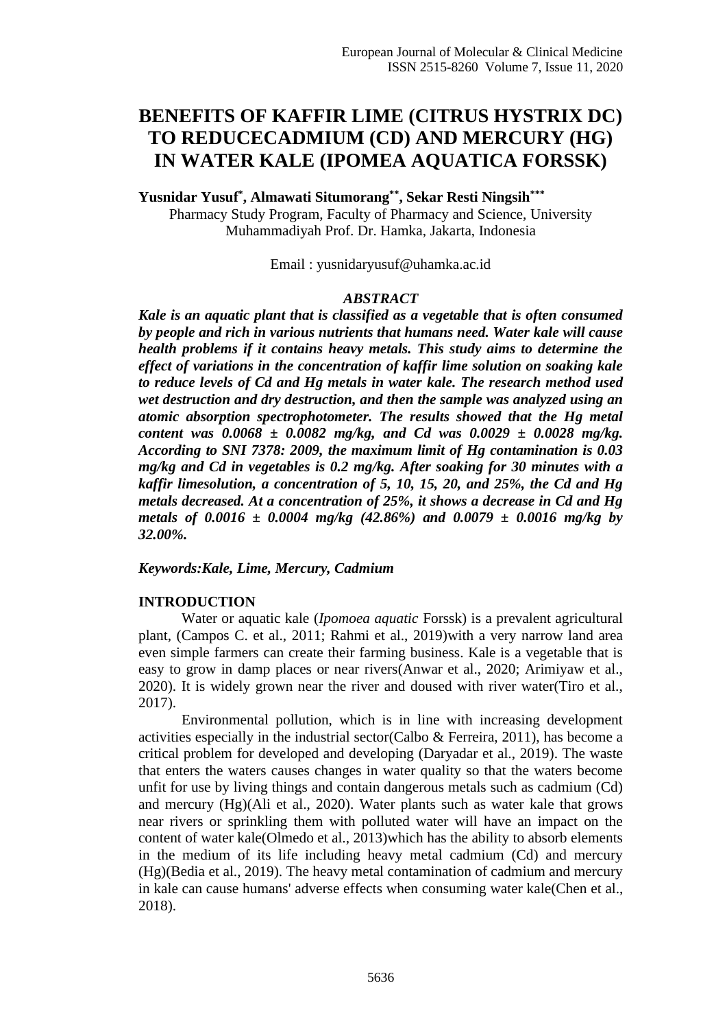# BENEFITS OF KAFFIR LIME (CITRUS HYSTRIX DC) TO REDUCECADMIUM (CD) AND MERCURY (HG) IN WATER KALE (IPOMEA AQUATICA FORSSK)

**Yusnidar Yusuf[*], Almawati Situmorang[**], Sekar Resti Ningsih[***]**

Pharmacy Study Program, Faculty of Pharmacy and Science, University Muhammadiyah Prof. Dr. Hamka, Jakarta, Indonesia

Email : yusnidaryusuf@uhamka.ac.id

## *ABSTRACT*

***Kale is an aquatic plant that is classified as a vegetable that is often consumed by people and rich in various nutrients that humans need. Water kale will cause health problems if it contains heavy metals. This study aims to determine the effect of variations in the concentration of kaffir lime solution on soaking kale to reduce levels of Cd and Hg metals in water kale. The research method used wet destruction and dry destruction, and then the sample was analyzed using an atomic absorption spectrophotometer. The results showed that the Hg metal content was 0.0068 ± 0.0082 mg/kg, and Cd was 0.0029 ± 0.0028 mg/kg. According to SNI 7378: 2009, the maximum limit of Hg contamination is 0.03 mg/kg and Cd in vegetables is 0.2 mg/kg. After soaking for 30 minutes with a kaffir limesolution, a concentration of 5, 10, 15, 20, and 25%, the Cd and Hg metals decreased. At a concentration of 25%, it shows a decrease in Cd and Hg metals of 0.0016 ± 0.0004 mg/kg (42.86%) and 0.0079 ± 0.0016 mg/kg by 32.00%.***

***Keywords:Kale, Lime, Mercury, Cadmium***

## INTRODUCTION

Water or aquatic kale (*Ipomoea aquatic* Forssk) is a prevalent agricultural plant, (Campos C. et al., 2011; Rahmi et al., 2019)with a very narrow land area even simple farmers can create their farming business. Kale is a vegetable that is easy to grow in damp places or near rivers(Anwar et al., 2020; Arimiyaw et al., 2020). It is widely grown near the river and doused with river water(Tiro et al., 2017).

Environmental pollution, which is in line with increasing development activities especially in the industrial sector(Calbo & Ferreira, 2011), has become a critical problem for developed and developing (Daryadar et al., 2019). The waste that enters the waters causes changes in water quality so that the waters become unfit for use by living things and contain dangerous metals such as cadmium (Cd) and mercury (Hg)(Ali et al., 2020). Water plants such as water kale that grows near rivers or sprinkling them with polluted water will have an impact on the content of water kale(Olmedo et al., 2013)which has the ability to absorb elements in the medium of its life including heavy metal cadmium (Cd) and mercury (Hg)(Bedia et al., 2019). The heavy metal contamination of cadmium and mercury in kale can cause humans' adverse effects when consuming water kale(Chen et al., 2018).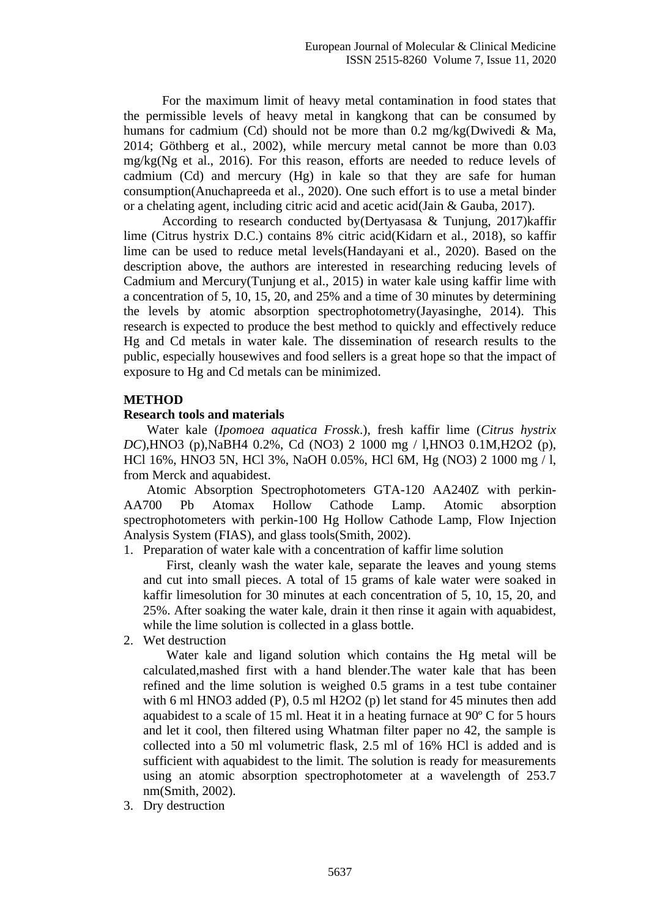For the maximum limit of heavy metal contamination in food states that the permissible levels of heavy metal in kangkong that can be consumed by humans for cadmium (Cd) should not be more than 0.2 mg/kg(Dwivedi & Ma, 2014; Göthberg et al., 2002), while mercury metal cannot be more than 0.03 mg/kg(Ng et al., 2016). For this reason, efforts are needed to reduce levels of cadmium (Cd) and mercury (Hg) in kale so that they are safe for human consumption(Anuchapreeda et al., 2020). One such effort is to use a metal binder or a chelating agent, including citric acid and acetic acid(Jain & Gauba, 2017).

According to research conducted by(Dertyasasa & Tunjung, 2017)kaffir lime (Citrus hystrix D.C.) contains 8% citric acid(Kidarn et al., 2018), so kaffir lime can be used to reduce metal levels(Handayani et al., 2020). Based on the description above, the authors are interested in researching reducing levels of Cadmium and Mercury(Tunjung et al., 2015) in water kale using kaffir lime with a concentration of 5, 10, 15, 20, and 25% and a time of 30 minutes by determining the levels by atomic absorption spectrophotometry(Jayasinghe, 2014). This research is expected to produce the best method to quickly and effectively reduce Hg and Cd metals in water kale. The dissemination of research results to the public, especially housewives and food sellers is a great hope so that the impact of exposure to Hg and Cd metals can be minimized.

## METHOD

### Research tools and materials

Water kale (*Ipomoea aquatica Frossk*.), fresh kaffir lime (*Citrus hystrix DC*),$HNO_3$ (p),$NaBH_4$ 0.2%, Cd $(NO_3)_2$ 1000 mg / l,$HNO_3$ 0.1M,$H_2O_2$ (p), HCl 16%, $HNO_3$ 5N, HCl 3%, NaOH 0.05%, HCl 6M, Hg $(NO_3)_2$ 1000 mg / l, from Merck and aquabidest.

Atomic Absorption Spectrophotometers GTA-120 AA240Z with perkin-AA700 Pb Atomax Hollow Cathode Lamp. Atomic absorption spectrophotometers with perkin-100 Hg Hollow Cathode Lamp, Flow Injection Analysis System (FIAS), and glass tools(Smith, 2002).

1. Preparation of water kale with a concentration of kaffir lime solution

   First, cleanly wash the water kale, separate the leaves and young stems and cut into small pieces. A total of 15 grams of kale water were soaked in kaffir limesolution for 30 minutes at each concentration of 5, 10, 15, 20, and 25%. After soaking the water kale, drain it then rinse it again with aquabidest, while the lime solution is collected in a glass bottle.

2. Wet destruction

   Water kale and ligand solution which contains the Hg metal will be calculated,mashed first with a hand blender.The water kale that has been refined and the lime solution is weighed 0.5 grams in a test tube container with 6 ml $HNO_3$ added (P), 0.5 ml $H_2O_2$ (p) let stand for 45 minutes then add aquabidest to a scale of 15 ml. Heat it in a heating furnace at 90º C for 5 hours and let it cool, then filtered using Whatman filter paper no 42, the sample is collected into a 50 ml volumetric flask, 2.5 ml of 16% HCl is added and is sufficient with aquabidest to the limit. The solution is ready for measurements using an atomic absorption spectrophotometer at a wavelength of 253.7 nm(Smith, 2002).

3. Dry destruction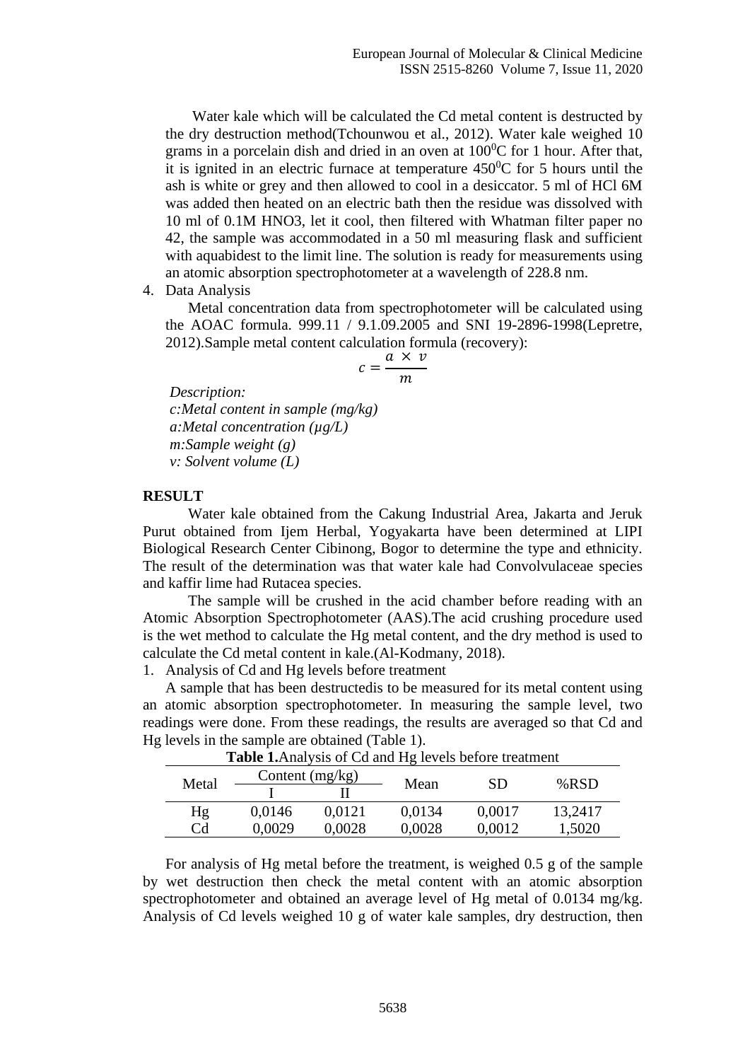Water kale which will be calculated the Cd metal content is destructed by the dry destruction method(Tchounwou et al., 2012). Water kale weighed 10 grams in a porcelain dish and dried in an oven at $100^0$C for 1 hour. After that, it is ignited in an electric furnace at temperature $450^0$C for 5 hours until the ash is white or grey and then allowed to cool in a desiccator. 5 ml of HCl 6M was added then heated on an electric bath then the residue was dissolved with 10 ml of 0.1M $HNO_3$, let it cool, then filtered with Whatman filter paper no 42, the sample was accommodated in a 50 ml measuring flask and sufficient with aquabidest to the limit line. The solution is ready for measurements using an atomic absorption spectrophotometer at a wavelength of 228.8 nm.

4. Data Analysis

Metal concentration data from spectrophotometer will be calculated using the AOAC formula. 999.11 / 9.1.09.2005 and SNI 19-2896-1998(Lepretre, 2012).Sample metal content calculation formula (recovery):

$$c = \frac{a \times v}{m}$$

*Description:*
*c:Metal content in sample (mg/kg)*
*a:Metal concentration (µg/L)*
*m:Sample weight (g)*
*v: Solvent volume (L)*

## RESULT

Water kale obtained from the Cakung Industrial Area, Jakarta and Jeruk Purut obtained from Ijem Herbal, Yogyakarta have been determined at LIPI Biological Research Center Cibinong, Bogor to determine the type and ethnicity. The result of the determination was that water kale had Convolvulaceae species and kaffir lime had Rutacea species.

The sample will be crushed in the acid chamber before reading with an Atomic Absorption Spectrophotometer (AAS).The acid crushing procedure used is the wet method to calculate the Hg metal content, and the dry method is used to calculate the Cd metal content in kale.(Al-Kodmany, 2018).

1. Analysis of Cd and Hg levels before treatment

A sample that has been destructedis to be measured for its metal content using an atomic absorption spectrophotometer. In measuring the sample level, two readings were done. From these readings, the results are averaged so that Cd and Hg levels in the sample are obtained (Table 1).

**Table 1.**Analysis of Cd and Hg levels before treatment

| Metal | Content (mg/kg) | | Mean | SD | %RSD |
|---|---|---|---|---|---|
| | I | II | | | |
| Hg | 0,0146 | 0,0121 | 0,0134 | 0,0017 | 13,2417 |
| Cd | 0,0029 | 0,0028 | 0,0028 | 0,0012 | 1,5020 |

For analysis of Hg metal before the treatment, is weighed 0.5 g of the sample by wet destruction then check the metal content with an atomic absorption spectrophotometer and obtained an average level of Hg metal of 0.0134 mg/kg. Analysis of Cd levels weighed 10 g of water kale samples, dry destruction, then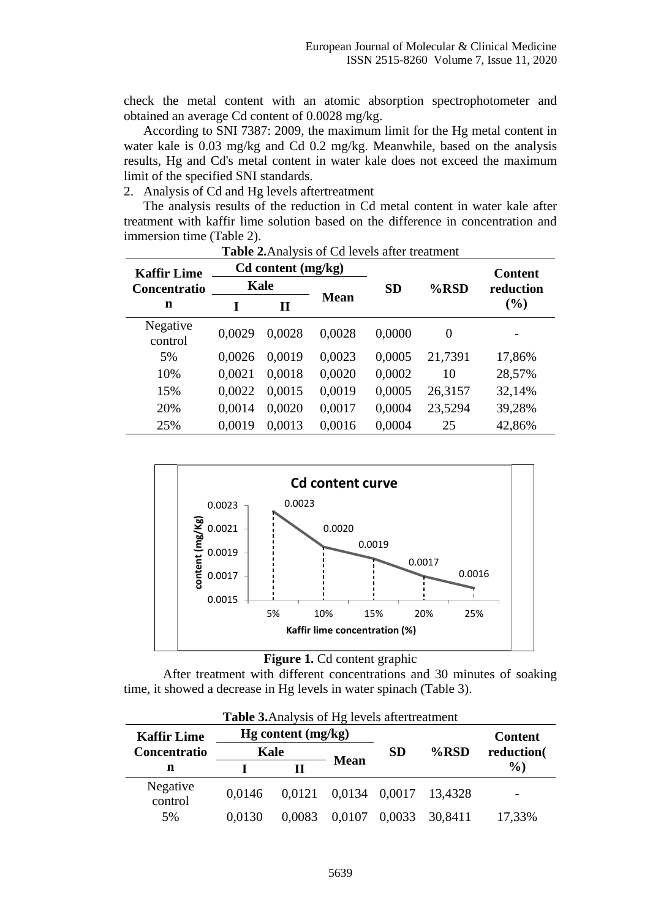check the metal content with an atomic absorption spectrophotometer and obtained an average Cd content of 0.0028 mg/kg.

According to SNI 7387: 2009, the maximum limit for the Hg metal content in water kale is 0.03 mg/kg and Cd 0.2 mg/kg. Meanwhile, based on the analysis results, Hg and Cd's metal content in water kale does not exceed the maximum limit of the specified SNI standards.

2. Analysis of Cd and Hg levels aftertreatment

The analysis results of the reduction in Cd metal content in water kale after treatment with kaffir lime solution based on the difference in concentration and immersion time (Table 2).

**Table 2.** Analysis of Cd levels after treatment

| Kaffir Lime Concentration | Cd content (mg/kg) | | | SD | %RSD | Content reduction (%) |
|---|---|---|---|---|---|---|
| | Kale | | Mean | | | |
| | I | II | | | | |
| Negative control | 0,0029 | 0,0028 | 0,0028 | 0,0000 | 0 | - |
| 5% | 0,0026 | 0,0019 | 0,0023 | 0,0005 | 21,7391 | 17,86% |
| 10% | 0,0021 | 0,0018 | 0,0020 | 0,0002 | 10 | 28,57% |
| 15% | 0,0022 | 0,0015 | 0,0019 | 0,0005 | 26,3157 | 32,14% |
| 20% | 0,0014 | 0,0020 | 0,0017 | 0,0004 | 23,5294 | 39,28% |
| 25% | 0,0019 | 0,0013 | 0,0016 | 0,0004 | 25 | 42,86% |

**Figure 1.** Cd content graphic

After treatment with different concentrations and 30 minutes of soaking time, it showed a decrease in Hg levels in water spinach (Table 3).

**Table 3.** Analysis of Hg levels aftertreatment

| Kaffir Lime Concentration | Hg content (mg/kg) | | | SD | %RSD | Content reduction(%) |
|---|---|---|---|---|---|---|
| | Kale | | Mean | | | |
| | I | II | | | | |
| Negative control | 0,0146 | 0,0121 | 0,0134 | 0,0017 | 13,4328 | - |
| 5% | 0,0130 | 0,0083 | 0,0107 | 0,0033 | 30,8411 | 17,33% |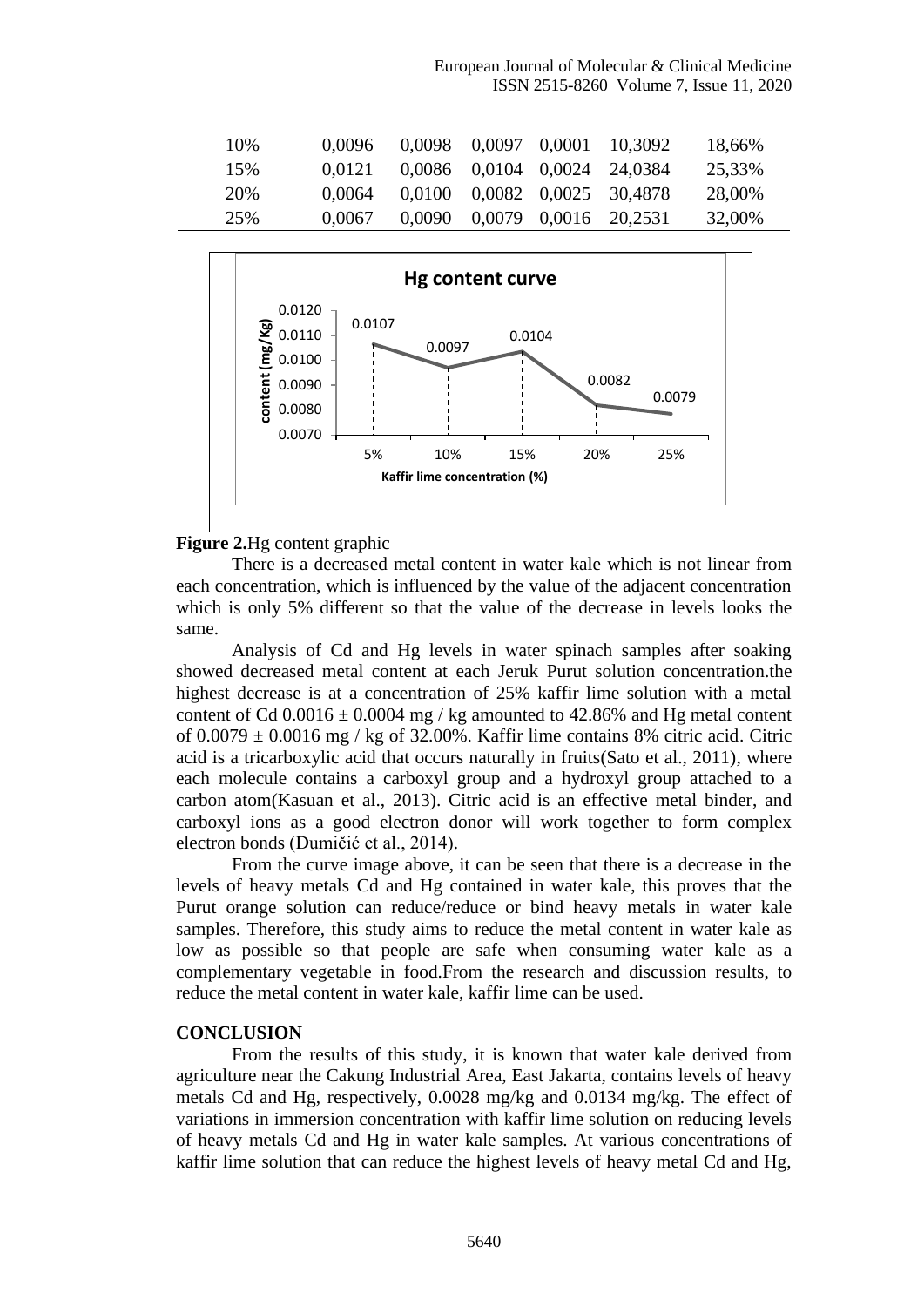| | | | | | | |
|---|---|---|---|---|---|---|
| 10% | 0,0096 | 0,0098 | 0,0097 | 0,0001 | 10,3092 | 18,66% |
| 15% | 0,0121 | 0,0086 | 0,0104 | 0,0024 | 24,0384 | 25,33% |
| 20% | 0,0064 | 0,0100 | 0,0082 | 0,0025 | 30,4878 | 28,00% |
| 25% | 0,0067 | 0,0090 | 0,0079 | 0,0016 | 20,2531 | 32,00% |

**Figure 2.** Hg content graphic

There is a decreased metal content in water kale which is not linear from each concentration, which is influenced by the value of the adjacent concentration which is only 5% different so that the value of the decrease in levels looks the same.

Analysis of Cd and Hg levels in water spinach samples after soaking showed decreased metal content at each Jeruk Purut solution concentration.the highest decrease is at a concentration of 25% kaffir lime solution with a metal content of Cd $0.0016 \pm 0.0004$ mg / kg amounted to 42.86% and Hg metal content of $0.0079 \pm 0.0016$ mg / kg of 32.00%. Kaffir lime contains 8% citric acid. Citric acid is a tricarboxylic acid that occurs naturally in fruits(Sato et al., 2011), where each molecule contains a carboxyl group and a hydroxyl group attached to a carbon atom(Kasuan et al., 2013). Citric acid is an effective metal binder, and carboxyl ions as a good electron donor will work together to form complex electron bonds (Dumičić et al., 2014).

From the curve image above, it can be seen that there is a decrease in the levels of heavy metals Cd and Hg contained in water kale, this proves that the Purut orange solution can reduce/reduce or bind heavy metals in water kale samples. Therefore, this study aims to reduce the metal content in water kale as low as possible so that people are safe when consuming water kale as a complementary vegetable in food.From the research and discussion results, to reduce the metal content in water kale, kaffir lime can be used.

## CONCLUSION

From the results of this study, it is known that water kale derived from agriculture near the Cakung Industrial Area, East Jakarta, contains levels of heavy metals Cd and Hg, respectively, 0.0028 mg/kg and 0.0134 mg/kg. The effect of variations in immersion concentration with kaffir lime solution on reducing levels of heavy metals Cd and Hg in water kale samples. At various concentrations of kaffir lime solution that can reduce the highest levels of heavy metal Cd and Hg,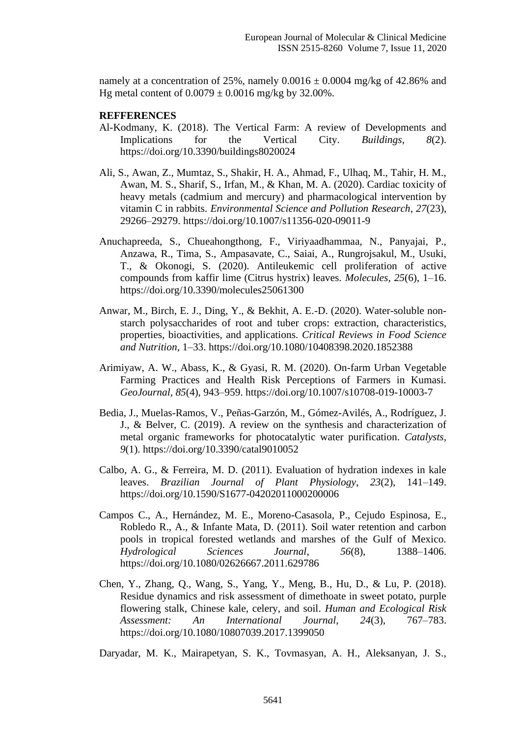namely at a concentration of 25%, namely 0.0016 ± 0.0004 mg/kg of 42.86% and Hg metal content of 0.0079 ± 0.0016 mg/kg by 32.00%.

## REFFERENCES

Al-Kodmany, K. (2018). The Vertical Farm: A review of Developments and Implications for the Vertical City. *Buildings*, *8*(2). https://doi.org/10.3390/buildings8020024

Ali, S., Awan, Z., Mumtaz, S., Shakir, H. A., Ahmad, F., Ulhaq, M., Tahir, H. M., Awan, M. S., Sharif, S., Irfan, M., & Khan, M. A. (2020). Cardiac toxicity of heavy metals (cadmium and mercury) and pharmacological intervention by vitamin C in rabbits. *Environmental Science and Pollution Research*, *27*(23), 29266–29279. https://doi.org/10.1007/s11356-020-09011-9

Anuchapreeda, S., Chueahongthong, F., Viriyaadhammaa, N., Panyajai, P., Anzawa, R., Tima, S., Ampasavate, C., Saiai, A., Rungrojsakul, M., Usuki, T., & Okonogi, S. (2020). Antileukemic cell proliferation of active compounds from kaffir lime (Citrus hystrix) leaves. *Molecules*, *25*(6), 1–16. https://doi.org/10.3390/molecules25061300

Anwar, M., Birch, E. J., Ding, Y., & Bekhit, A. E.-D. (2020). Water-soluble non-starch polysaccharides of root and tuber crops: extraction, characteristics, properties, bioactivities, and applications. *Critical Reviews in Food Science and Nutrition*, 1–33. https://doi.org/10.1080/10408398.2020.1852388

Arimiyaw, A. W., Abass, K., & Gyasi, R. M. (2020). On-farm Urban Vegetable Farming Practices and Health Risk Perceptions of Farmers in Kumasi. *GeoJournal*, *85*(4), 943–959. https://doi.org/10.1007/s10708-019-10003-7

Bedia, J., Muelas-Ramos, V., Peñas-Garzón, M., Gómez-Avilés, A., Rodríguez, J. J., & Belver, C. (2019). A review on the synthesis and characterization of metal organic frameworks for photocatalytic water purification. *Catalysts*, *9*(1). https://doi.org/10.3390/catal9010052

Calbo, A. G., & Ferreira, M. D. (2011). Evaluation of hydration indexes in kale leaves. *Brazilian Journal of Plant Physiology*, *23*(2), 141–149. https://doi.org/10.1590/S1677-04202011000200006

Campos C., A., Hernández, M. E., Moreno-Casasola, P., Cejudo Espinosa, E., Robledo R., A., & Infante Mata, D. (2011). Soil water retention and carbon pools in tropical forested wetlands and marshes of the Gulf of Mexico. *Hydrological Sciences Journal*, *56*(8), 1388–1406. https://doi.org/10.1080/02626667.2011.629786

Chen, Y., Zhang, Q., Wang, S., Yang, Y., Meng, B., Hu, D., & Lu, P. (2018). Residue dynamics and risk assessment of dimethoate in sweet potato, purple flowering stalk, Chinese kale, celery, and soil. *Human and Ecological Risk Assessment: An International Journal*, *24*(3), 767–783. https://doi.org/10.1080/10807039.2017.1399050

Daryadar, M. K., Mairapetyan, S. K., Tovmasyan, A. H., Aleksanyan, J. S.,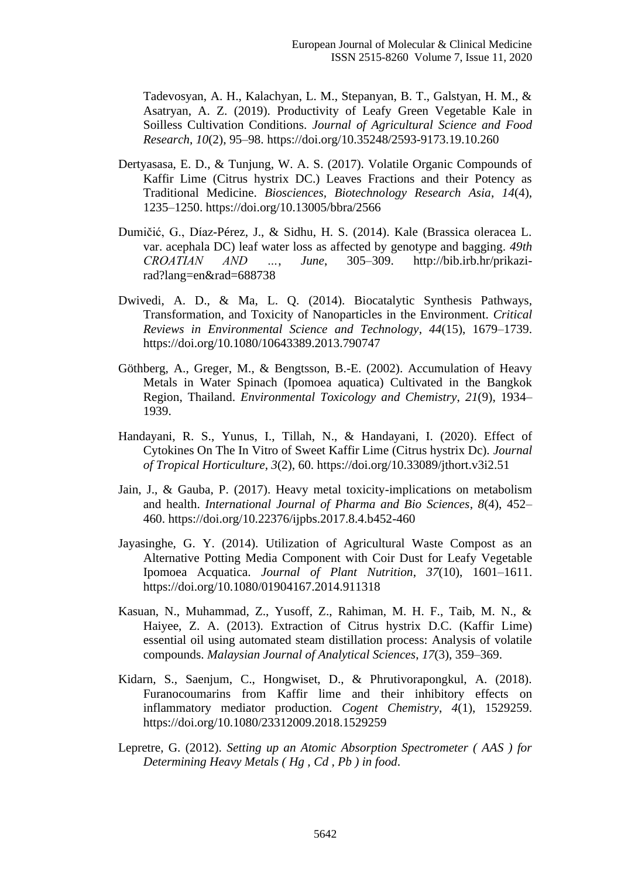Tadevosyan, A. H., Kalachyan, L. M., Stepanyan, B. T., Galstyan, H. M., & Asatryan, A. Z. (2019). Productivity of Leafy Green Vegetable Kale in Soilless Cultivation Conditions. *Journal of Agricultural Science and Food Research*, *10*(2), 95–98. https://doi.org/10.35248/2593-9173.19.10.260

Dertyasasa, E. D., & Tunjung, W. A. S. (2017). Volatile Organic Compounds of Kaffir Lime (Citrus hystrix DC.) Leaves Fractions and their Potency as Traditional Medicine. *Biosciences, Biotechnology Research Asia*, *14*(4), 1235–1250. https://doi.org/10.13005/bbra/2566

Dumičić, G., Díaz-Pérez, J., & Sidhu, H. S. (2014). Kale (Brassica oleracea L. var. acephala DC) leaf water loss as affected by genotype and bagging. *49th CROATIAN AND …*, *June*, 305–309. http://bib.irb.hr/prikazi-rad?lang=en&rad=688738

Dwivedi, A. D., & Ma, L. Q. (2014). Biocatalytic Synthesis Pathways, Transformation, and Toxicity of Nanoparticles in the Environment. *Critical Reviews in Environmental Science and Technology*, *44*(15), 1679–1739. https://doi.org/10.1080/10643389.2013.790747

Göthberg, A., Greger, M., & Bengtsson, B.-E. (2002). Accumulation of Heavy Metals in Water Spinach (Ipomoea aquatica) Cultivated in the Bangkok Region, Thailand. *Environmental Toxicology and Chemistry*, *21*(9), 1934–1939.

Handayani, R. S., Yunus, I., Tillah, N., & Handayani, I. (2020). Effect of Cytokines On The In Vitro of Sweet Kaffir Lime (Citrus hystrix Dc). *Journal of Tropical Horticulture*, *3*(2), 60. https://doi.org/10.33089/jthort.v3i2.51

Jain, J., & Gauba, P. (2017). Heavy metal toxicity-implications on metabolism and health. *International Journal of Pharma and Bio Sciences*, *8*(4), 452–460. https://doi.org/10.22376/ijpbs.2017.8.4.b452-460

Jayasinghe, G. Y. (2014). Utilization of Agricultural Waste Compost as an Alternative Potting Media Component with Coir Dust for Leafy Vegetable Ipomoea Acquatica. *Journal of Plant Nutrition*, *37*(10), 1601–1611. https://doi.org/10.1080/01904167.2014.911318

Kasuan, N., Muhammad, Z., Yusoff, Z., Rahiman, M. H. F., Taib, M. N., & Haiyee, Z. A. (2013). Extraction of Citrus hystrix D.C. (Kaffir Lime) essential oil using automated steam distillation process: Analysis of volatile compounds. *Malaysian Journal of Analytical Sciences*, *17*(3), 359–369.

Kidarn, S., Saenjum, C., Hongwiset, D., & Phrutivorapongkul, A. (2018). Furanocoumarins from Kaffir lime and their inhibitory effects on inflammatory mediator production. *Cogent Chemistry*, *4*(1), 1529259. https://doi.org/10.1080/23312009.2018.1529259

Lepretre, G. (2012). *Setting up an Atomic Absorption Spectrometer ( AAS ) for Determining Heavy Metals ( Hg , Cd , Pb ) in food*.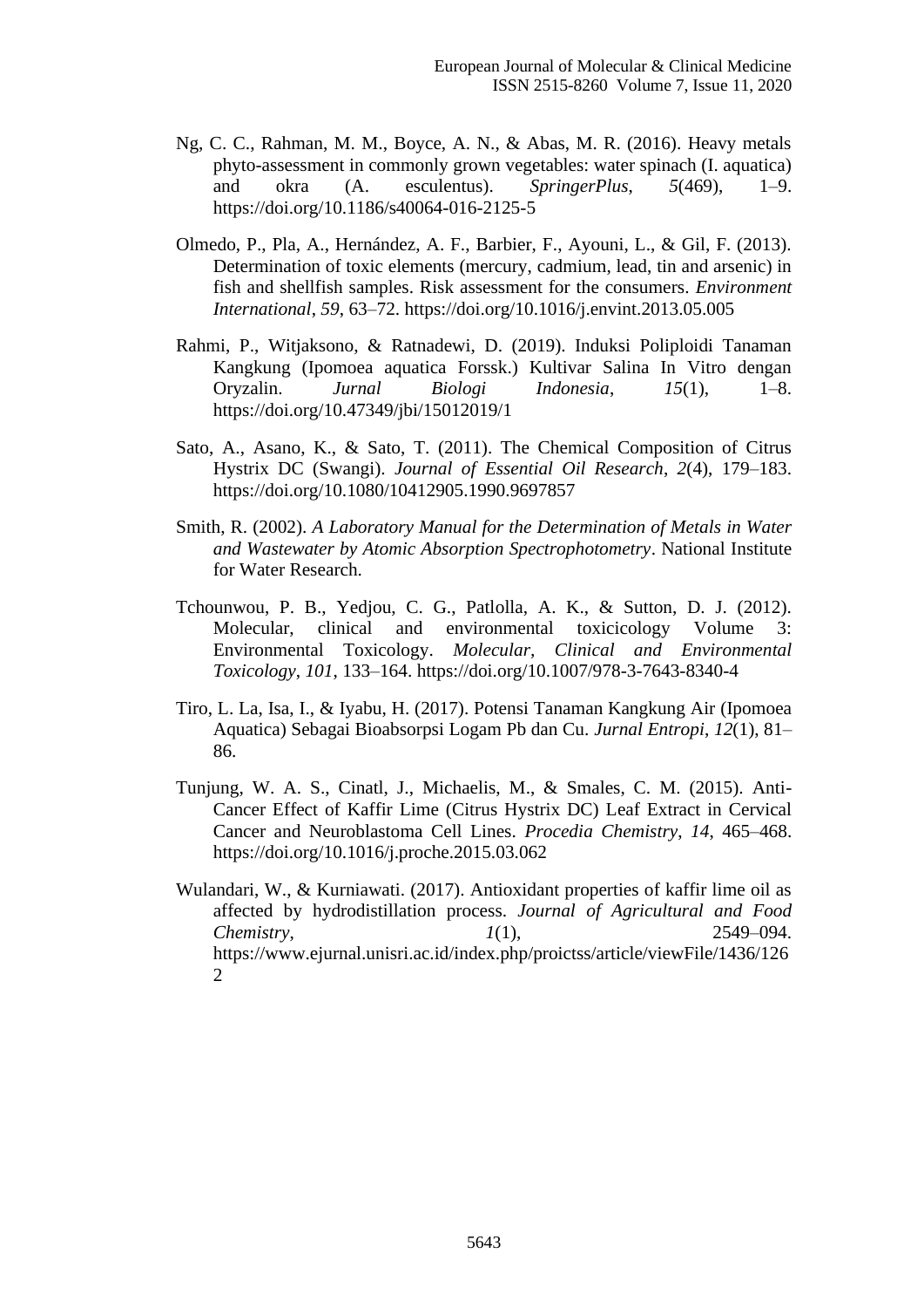Ng, C. C., Rahman, M. M., Boyce, A. N., & Abas, M. R. (2016). Heavy metals phyto-assessment in commonly grown vegetables: water spinach (I. aquatica) and okra (A. esculentus). *SpringerPlus*, *5*(469), 1–9. https://doi.org/10.1186/s40064-016-2125-5

Olmedo, P., Pla, A., Hernández, A. F., Barbier, F., Ayouni, L., & Gil, F. (2013). Determination of toxic elements (mercury, cadmium, lead, tin and arsenic) in fish and shellfish samples. Risk assessment for the consumers. *Environment International*, *59*, 63–72. https://doi.org/10.1016/j.envint.2013.05.005

Rahmi, P., Witjaksono, & Ratnadewi, D. (2019). Induksi Poliploidi Tanaman Kangkung (Ipomoea aquatica Forssk.) Kultivar Salina In Vitro dengan Oryzalin. *Jurnal Biologi Indonesia*, *15*(1), 1–8. https://doi.org/10.47349/jbi/15012019/1

Sato, A., Asano, K., & Sato, T. (2011). The Chemical Composition of Citrus Hystrix DC (Swangi). *Journal of Essential Oil Research*, *2*(4), 179–183. https://doi.org/10.1080/10412905.1990.9697857

Smith, R. (2002). *A Laboratory Manual for the Determination of Metals in Water and Wastewater by Atomic Absorption Spectrophotometry*. National Institute for Water Research.

Tchounwou, P. B., Yedjou, C. G., Patlolla, A. K., & Sutton, D. J. (2012). Molecular, clinical and environmental toxicicology Volume 3: Environmental Toxicology. *Molecular, Clinical and Environmental Toxicology*, *101*, 133–164. https://doi.org/10.1007/978-3-7643-8340-4

Tiro, L. La, Isa, I., & Iyabu, H. (2017). Potensi Tanaman Kangkung Air (Ipomoea Aquatica) Sebagai Bioabsorpsi Logam Pb dan Cu. *Jurnal Entropi*, *12*(1), 81–86.

Tunjung, W. A. S., Cinatl, J., Michaelis, M., & Smales, C. M. (2015). Anti-Cancer Effect of Kaffir Lime (Citrus Hystrix DC) Leaf Extract in Cervical Cancer and Neuroblastoma Cell Lines. *Procedia Chemistry*, *14*, 465–468. https://doi.org/10.1016/j.proche.2015.03.062

Wulandari, W., & Kurniawati. (2017). Antioxidant properties of kaffir lime oil as affected by hydrodistillation process. *Journal of Agricultural and Food Chemistry*, *1*(1), 2549–094. https://www.ejurnal.unisri.ac.id/index.php/proictss/article/viewFile/1436/1262